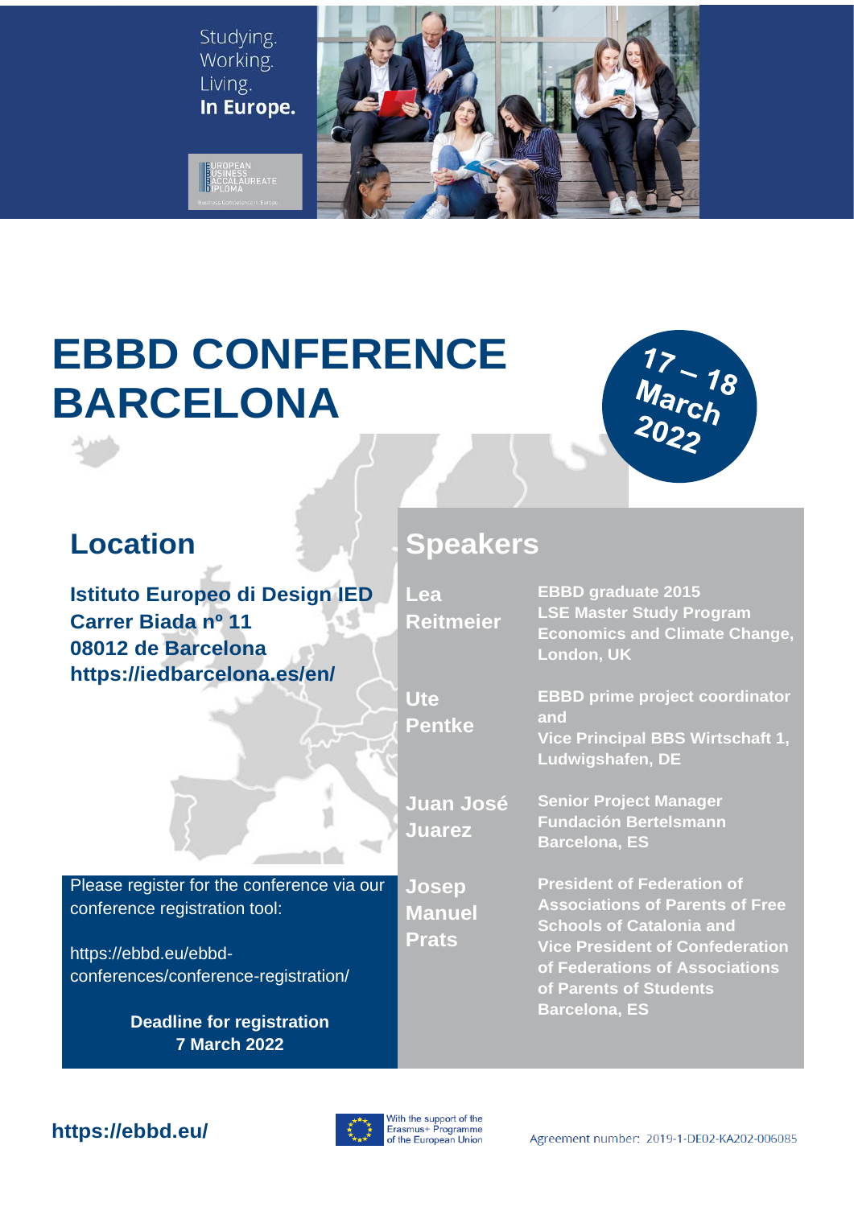Studying.
Working.
Living.
**In Europe.**

EUROPEAN BUSINESS BACCALAUREATE DIPLOMA
Business Competence in Europe

# EBBD CONFERENCE BARCELONA

**17 – 18 March 2022**

## Location

**Istituto Europeo di Design IED**
**Carrer Biada nº 11**
**08012 de Barcelona**
**https://iedbarcelona.es/en/**

Please register for the conference via our conference registration tool:

https://ebbd.eu/ebbd-conferences/conference-registration/

**Deadline for registration**
**7 March 2022**

## Speakers

| | |
|---|---|
| **Lea Reitmeier** | **EBBD graduate 2015**<br>**LSE Master Study Program**<br>**Economics and Climate Change, London, UK** |
| **Ute Pentke** | **EBBD prime project coordinator and**<br>**Vice Principal BBS Wirtschaft 1, Ludwigshafen, DE** |
| **Juan José Juarez** | **Senior Project Manager**<br>**Fundación Bertelsmann**<br>**Barcelona, ES** |
| **Josep Manuel Prats** | **President of Federation of Associations of Parents of Free Schools of Catalonia and**<br>**Vice President of Confederation of Federations of Associations of Parents of Students**<br>**Barcelona, ES** |

**https://ebbd.eu/**

With the support of the Erasmus+ Programme of the European Union

Agreement number: 2019-1-DE02-KA202-006085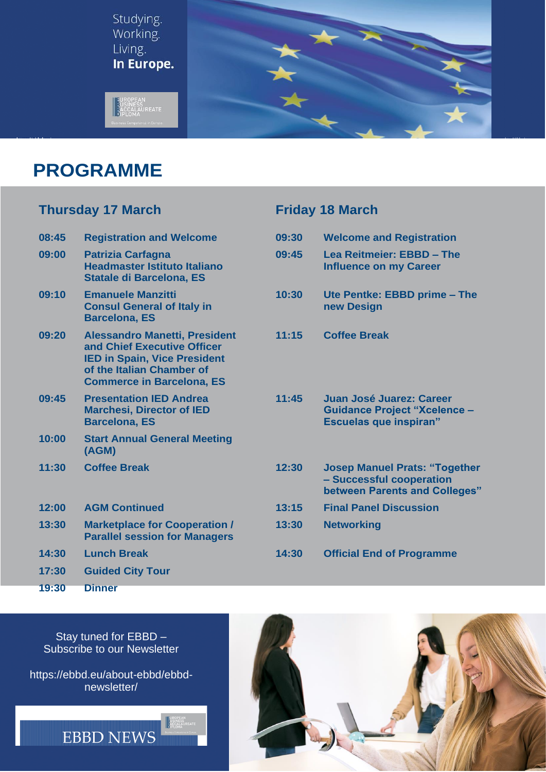Studying.
Working.
Living.
**In Europe.**

EUROPEAN BUSINESS BACCALAUREATE DIPLOMA
Business Competence in Europe

# PROGRAMME

## Thursday 17 March

| | |
|---|---|
| **08:45** | **Registration and Welcome** |
| **09:00** | **Patrizia Carfagna Headmaster Istituto Italiano Statale di Barcelona, ES** |
| **09:10** | **Emanuele Manzitti Consul General of Italy in Barcelona, ES** |
| **09:20** | **Alessandro Manetti, President and Chief Executive Officer IED in Spain, Vice President of the Italian Chamber of Commerce in Barcelona, ES** |
| **09:45** | **Presentation IED Andrea Marchesi, Director of IED Barcelona, ES** |
| **10:00** | **Start Annual General Meeting (AGM)** |
| **11:30** | **Coffee Break** |
| **12:00** | **AGM Continued** |
| **13:30** | **Marketplace for Cooperation / Parallel session for Managers** |
| **14:30** | **Lunch Break** |
| **17:30** | **Guided City Tour** |
| **19:30** | **Dinner** |

## Friday 18 March

| | |
|---|---|
| **09:30** | **Welcome and Registration** |
| **09:45** | **Lea Reitmeier: EBBD – The Influence on my Career** |
| **10:30** | **Ute Pentke: EBBD prime – The new Design** |
| **11:15** | **Coffee Break** |
| **11:45** | **Juan José Juarez: Career Guidance Project "Xcelence – Escuelas que inspiran"** |
| **12:30** | **Josep Manuel Prats: "Together – Successful cooperation between Parents and Colleges"** |
| **13:15** | **Final Panel Discussion** |
| **13:30** | **Networking** |
| **14:30** | **Official End of Programme** |

Stay tuned for EBBD –
Subscribe to our Newsletter

https://ebbd.eu/about-ebbd/ebbd-newsletter/

EBBD NEWS